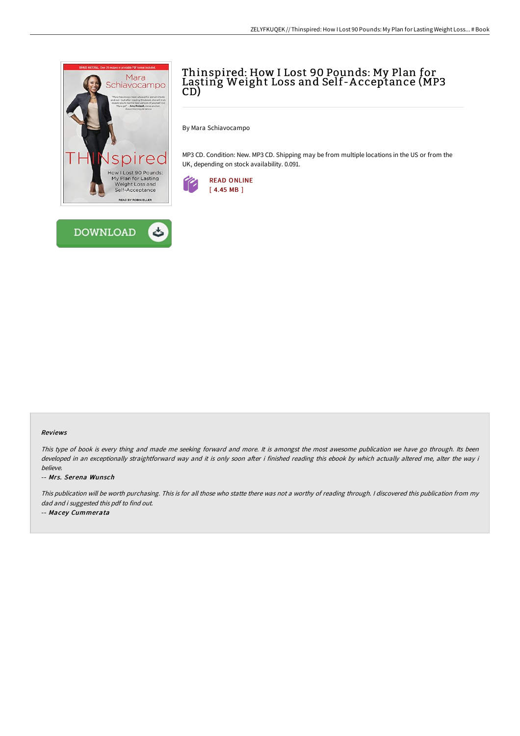# Thinspired: How I Lost 90 Pounds: My Plan for Lasting Weight Loss and Self-Acceptance (MP3 CD)

By Mara Schiavocampo

MP3 CD. Condition: New. MP3 CD. Shipping may be from multiple locations in the US or from the UK, depending on stock availability. 0.091.

READ ONLINE
[ 4.45 MB ]

DOWNLOAD

### Reviews

*This type of book is every thing and made me seeking forward and more. It is amongst the most awesome publication we have go through. Its been developed in an exceptionally straightforward way and it is only soon after i finished reading this ebook by which actually altered me, alter the way i believe.*

-- *Mrs. Serena Wunsch*

*This publication will be worth purchasing. This is for all those who statte there was not a worthy of reading through. I discovered this publication from my dad and i suggested this pdf to find out.*

-- *Macey Cummerata*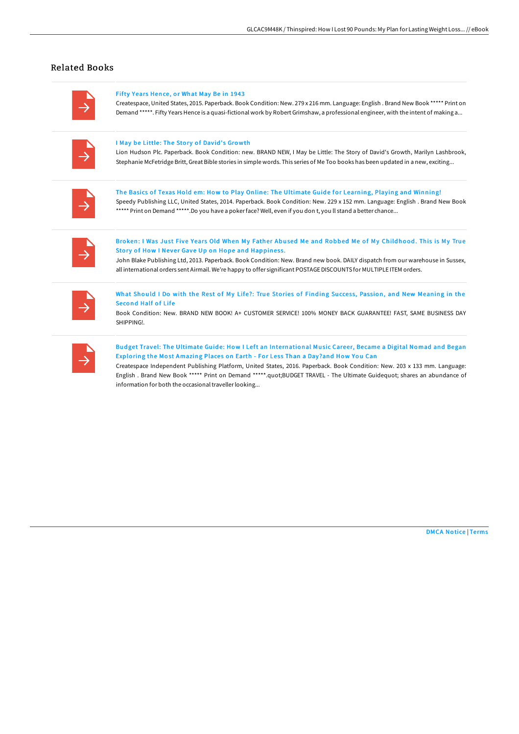## Related Books

### Fifty Years Hence, or What May Be in 1943

Createspace, United States, 2015. Paperback. Book Condition: New. 279 x 216 mm. Language: English . Brand New Book ***** Print on Demand *****. Fifty Years Hence is a quasi-fictional work by Robert Grimshaw, a professional engineer, with the intent of making a...

### I May be Little: The Story of David's Growth

Lion Hudson Plc. Paperback. Book Condition: new. BRAND NEW, I May be Little: The Story of David's Growth, Marilyn Lashbrook, Stephanie McFetridge Britt, Great Bible stories in simple words. This series of Me Too books has been updated in a new, exciting...

### The Basics of Texas Hold em: How to Play Online: The Ultimate Guide for Learning, Playing and Winning!

Speedy Publishing LLC, United States, 2014. Paperback. Book Condition: New. 229 x 152 mm. Language: English . Brand New Book ***** Print on Demand *****.Do you have a poker face? Well, even if you don t, you ll stand a better chance...

### Broken: I Was Just Five Years Old When My Father Abused Me and Robbed Me of My Childhood. This is My True Story of How I Never Gave Up on Hope and Happiness.

John Blake Publishing Ltd, 2013. Paperback. Book Condition: New. Brand new book. DAILY dispatch from our warehouse in Sussex, all international orders sent Airmail. We're happy to offer significant POSTAGE DISCOUNTS for MULTIPLE ITEM orders.

### What Should I Do with the Rest of My Life?: True Stories of Finding Success, Passion, and New Meaning in the Second Half of Life

Book Condition: New. BRAND NEW BOOK! A+ CUSTOMER SERVICE! 100% MONEY BACK GUARANTEE! FAST, SAME BUSINESS DAY SHIPPING!.

### Budget Travel: The Ultimate Guide: How I Left an International Music Career, Became a Digital Nomad and Began Exploring the Most Amazing Places on Earth - For Less Than a Day?and How You Can

Createspace Independent Publishing Platform, United States, 2016. Paperback. Book Condition: New. 203 x 133 mm. Language: English . Brand New Book ***** Print on Demand *****.quot;BUDGET TRAVEL - The Ultimate Guidequot; shares an abundance of information for both the occasional traveller looking...

DMCA Notice | Terms